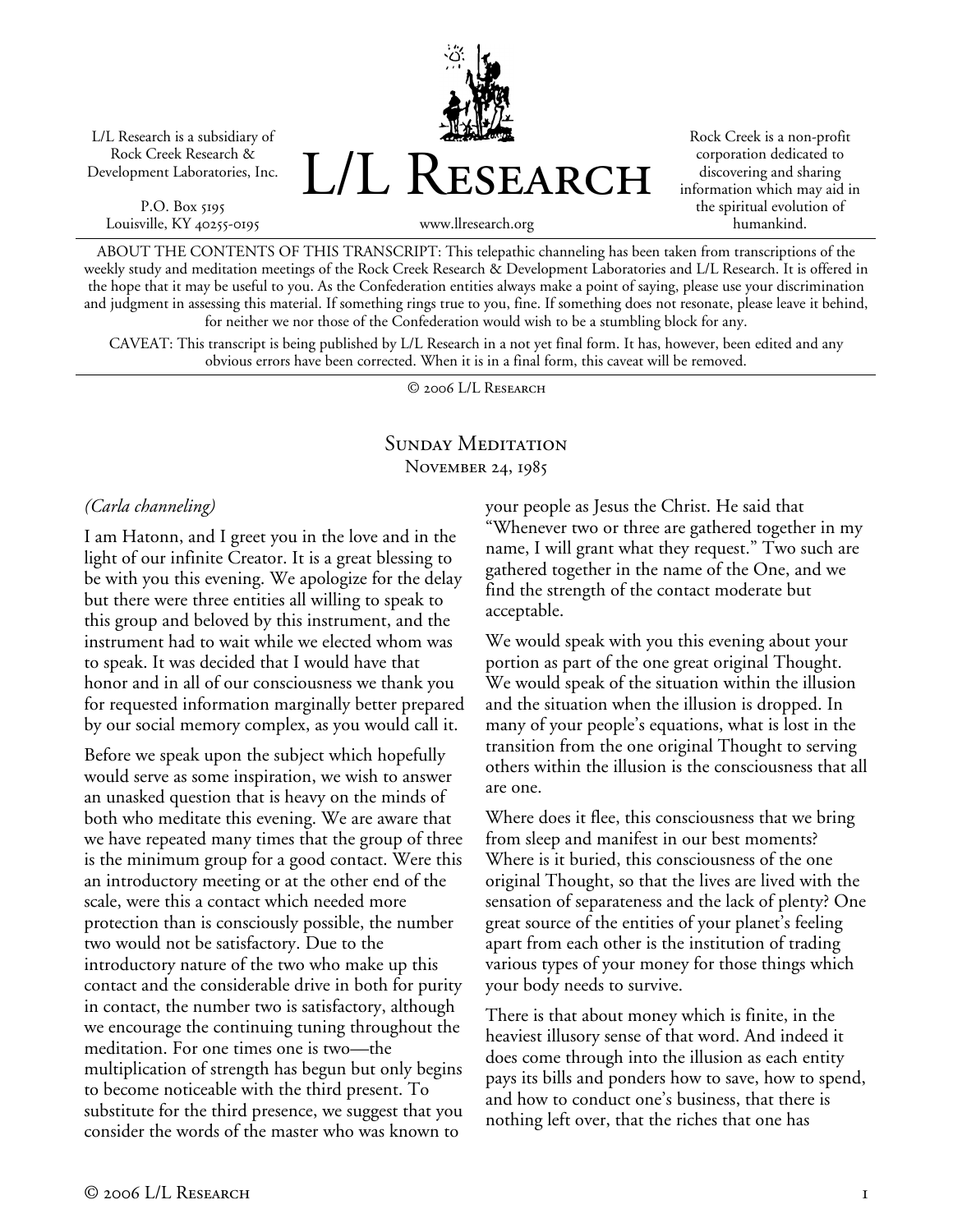L/L Research is a subsidiary of Rock Creek Research & Development Laboratories, Inc.

P.O. Box 5195
Louisville, KY 40255-0195

# L/L Research

www.llresearch.org

Rock Creek is a non-profit corporation dedicated to discovering and sharing information which may aid in the spiritual evolution of humankind.

ABOUT THE CONTENTS OF THIS TRANSCRIPT: This telepathic channeling has been taken from transcriptions of the weekly study and meditation meetings of the Rock Creek Research & Development Laboratories and L/L Research. It is offered in the hope that it may be useful to you. As the Confederation entities always make a point of saying, please use your discrimination and judgment in assessing this material. If something rings true to you, fine. If something does not resonate, please leave it behind, for neither we nor those of the Confederation would wish to be a stumbling block for any.

CAVEAT: This transcript is being published by L/L Research in a not yet final form. It has, however, been edited and any obvious errors have been corrected. When it is in a final form, this caveat will be removed.

© 2006 L/L Research

## Sunday Meditation
### November 24, 1985

*(Carla channeling)*

I am Hatonn, and I greet you in the love and in the light of our infinite Creator. It is a great blessing to be with you this evening. We apologize for the delay but there were three entities all willing to speak to this group and beloved by this instrument, and the instrument had to wait while we elected whom was to speak. It was decided that I would have that honor and in all of our consciousness we thank you for requested information marginally better prepared by our social memory complex, as you would call it.

Before we speak upon the subject which hopefully would serve as some inspiration, we wish to answer an unasked question that is heavy on the minds of both who meditate this evening. We are aware that we have repeated many times that the group of three is the minimum group for a good contact. Were this an introductory meeting or at the other end of the scale, were this a contact which needed more protection than is consciously possible, the number two would not be satisfactory. Due to the introductory nature of the two who make up this contact and the considerable drive in both for purity in contact, the number two is satisfactory, although we encourage the continuing tuning throughout the meditation. For one times one is two—the multiplication of strength has begun but only begins to become noticeable with the third present. To substitute for the third presence, we suggest that you consider the words of the master who was known to your people as Jesus the Christ. He said that "Whenever two or three are gathered together in my name, I will grant what they request." Two such are gathered together in the name of the One, and we find the strength of the contact moderate but acceptable.

We would speak with you this evening about your portion as part of the one great original Thought. We would speak of the situation within the illusion and the situation when the illusion is dropped. In many of your people's equations, what is lost in the transition from the one original Thought to serving others within the illusion is the consciousness that all are one.

Where does it flee, this consciousness that we bring from sleep and manifest in our best moments? Where is it buried, this consciousness of the one original Thought, so that the lives are lived with the sensation of separateness and the lack of plenty? One great source of the entities of your planet's feeling apart from each other is the institution of trading various types of your money for those things which your body needs to survive.

There is that about money which is finite, in the heaviest illusory sense of that word. And indeed it does come through into the illusion as each entity pays its bills and ponders how to save, how to spend, and how to conduct one's business, that there is nothing left over, that the riches that one has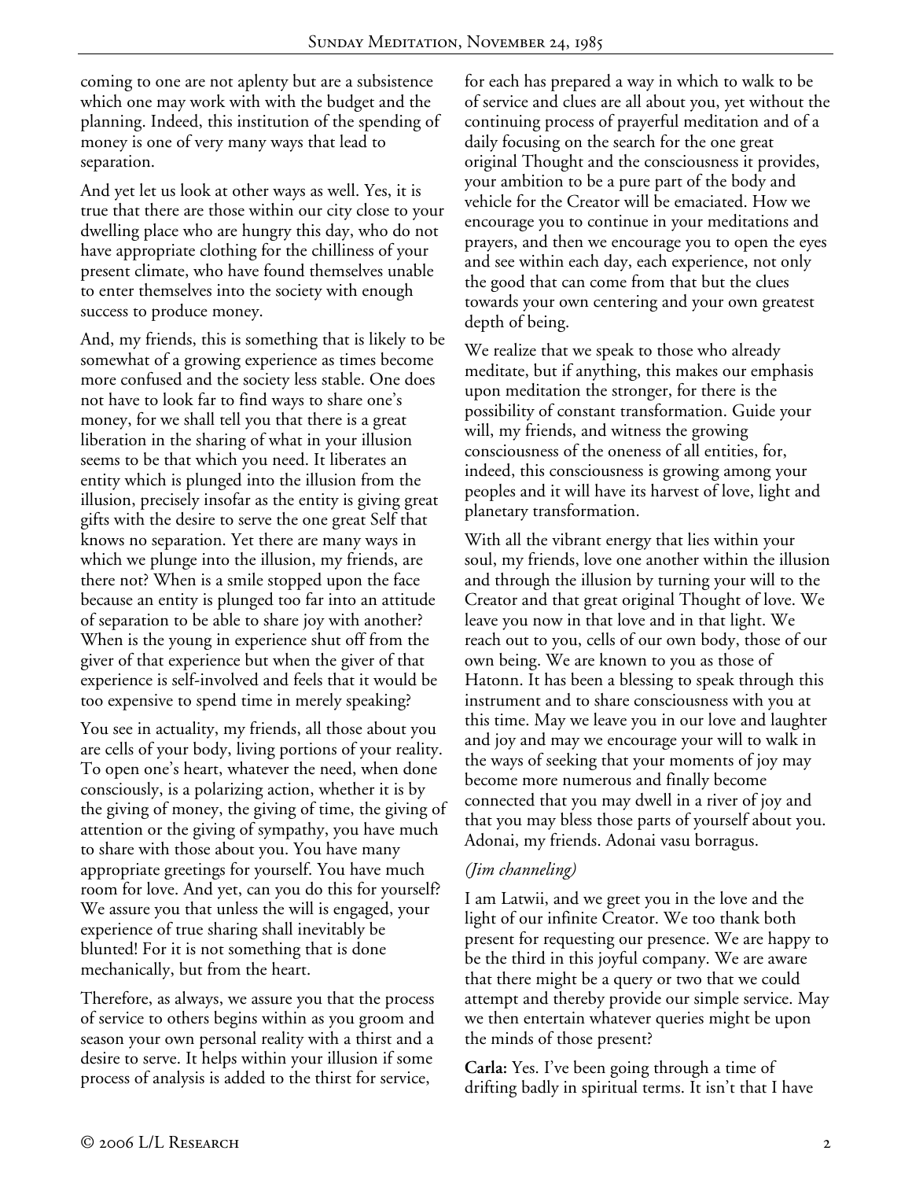coming to one are not aplenty but are a subsistence which one may work with with the budget and the planning. Indeed, this institution of the spending of money is one of very many ways that lead to separation.

And yet let us look at other ways as well. Yes, it is true that there are those within our city close to your dwelling place who are hungry this day, who do not have appropriate clothing for the chilliness of your present climate, who have found themselves unable to enter themselves into the society with enough success to produce money.

And, my friends, this is something that is likely to be somewhat of a growing experience as times become more confused and the society less stable. One does not have to look far to find ways to share one's money, for we shall tell you that there is a great liberation in the sharing of what in your illusion seems to be that which you need. It liberates an entity which is plunged into the illusion from the illusion, precisely insofar as the entity is giving great gifts with the desire to serve the one great Self that knows no separation. Yet there are many ways in which we plunge into the illusion, my friends, are there not? When is a smile stopped upon the face because an entity is plunged too far into an attitude of separation to be able to share joy with another? When is the young in experience shut off from the giver of that experience but when the giver of that experience is self-involved and feels that it would be too expensive to spend time in merely speaking?

You see in actuality, my friends, all those about you are cells of your body, living portions of your reality. To open one's heart, whatever the need, when done consciously, is a polarizing action, whether it is by the giving of money, the giving of time, the giving of attention or the giving of sympathy, you have much to share with those about you. You have many appropriate greetings for yourself. You have much room for love. And yet, can you do this for yourself? We assure you that unless the will is engaged, your experience of true sharing shall inevitably be blunted! For it is not something that is done mechanically, but from the heart.

Therefore, as always, we assure you that the process of service to others begins within as you groom and season your own personal reality with a thirst and a desire to serve. It helps within your illusion if some process of analysis is added to the thirst for service, for each has prepared a way in which to walk to be of service and clues are all about you, yet without the continuing process of prayerful meditation and of a daily focusing on the search for the one great original Thought and the consciousness it provides, your ambition to be a pure part of the body and vehicle for the Creator will be emaciated. How we encourage you to continue in your meditations and prayers, and then we encourage you to open the eyes and see within each day, each experience, not only the good that can come from that but the clues towards your own centering and your own greatest depth of being.

We realize that we speak to those who already meditate, but if anything, this makes our emphasis upon meditation the stronger, for there is the possibility of constant transformation. Guide your will, my friends, and witness the growing consciousness of the oneness of all entities, for, indeed, this consciousness is growing among your peoples and it will have its harvest of love, light and planetary transformation.

With all the vibrant energy that lies within your soul, my friends, love one another within the illusion and through the illusion by turning your will to the Creator and that great original Thought of love. We leave you now in that love and in that light. We reach out to you, cells of our own body, those of our own being. We are known to you as those of Hatonn. It has been a blessing to speak through this instrument and to share consciousness with you at this time. May we leave you in our love and laughter and joy and may we encourage your will to walk in the ways of seeking that your moments of joy may become more numerous and finally become connected that you may dwell in a river of joy and that you may bless those parts of yourself about you. Adonai, my friends. Adonai vasu borragus.

*(Jim channeling)*

I am Latwii, and we greet you in the love and the light of our infinite Creator. We too thank both present for requesting our presence. We are happy to be the third in this joyful company. We are aware that there might be a query or two that we could attempt and thereby provide our simple service. May we then entertain whatever queries might be upon the minds of those present?

**Carla:** Yes. I've been going through a time of drifting badly in spiritual terms. It isn't that I have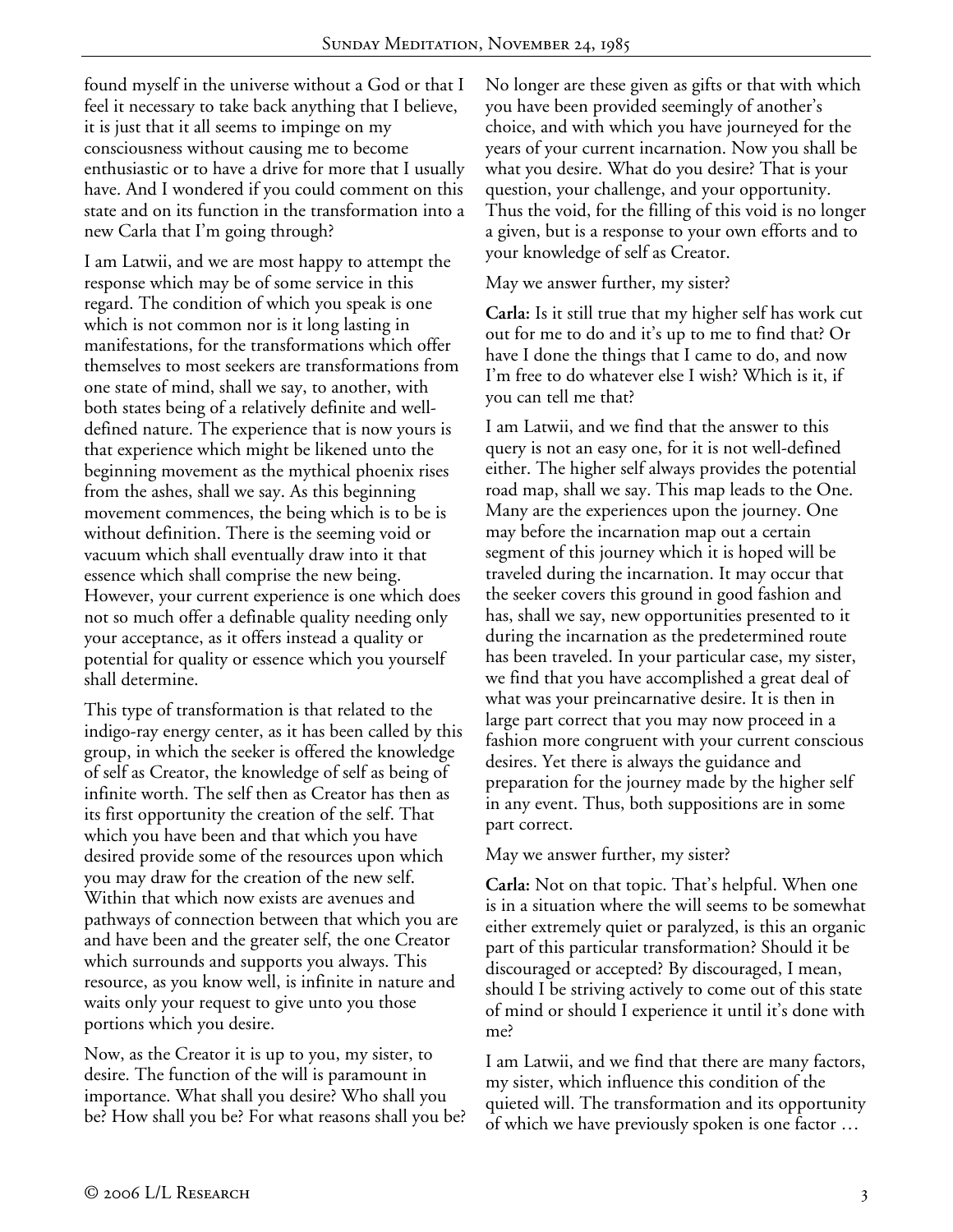found myself in the universe without a God or that I feel it necessary to take back anything that I believe, it is just that it all seems to impinge on my consciousness without causing me to become enthusiastic or to have a drive for more that I usually have. And I wondered if you could comment on this state and on its function in the transformation into a new Carla that I'm going through?

I am Latwii, and we are most happy to attempt the response which may be of some service in this regard. The condition of which you speak is one which is not common nor is it long lasting in manifestations, for the transformations which offer themselves to most seekers are transformations from one state of mind, shall we say, to another, with both states being of a relatively definite and well-defined nature. The experience that is now yours is that experience which might be likened unto the beginning movement as the mythical phoenix rises from the ashes, shall we say. As this beginning movement commences, the being which is to be is without definition. There is the seeming void or vacuum which shall eventually draw into it that essence which shall comprise the new being. However, your current experience is one which does not so much offer a definable quality needing only your acceptance, as it offers instead a quality or potential for quality or essence which you yourself shall determine.

This type of transformation is that related to the indigo-ray energy center, as it has been called by this group, in which the seeker is offered the knowledge of self as Creator, the knowledge of self as being of infinite worth. The self then as Creator has then as its first opportunity the creation of the self. That which you have been and that which you have desired provide some of the resources upon which you may draw for the creation of the new self. Within that which now exists are avenues and pathways of connection between that which you are and have been and the greater self, the one Creator which surrounds and supports you always. This resource, as you know well, is infinite in nature and waits only your request to give unto you those portions which you desire.

Now, as the Creator it is up to you, my sister, to desire. The function of the will is paramount in importance. What shall you desire? Who shall you be? How shall you be? For what reasons shall you be? No longer are these given as gifts or that with which you have been provided seemingly of another's choice, and with which you have journeyed for the years of your current incarnation. Now you shall be what you desire. What do you desire? That is your question, your challenge, and your opportunity. Thus the void, for the filling of this void is no longer a given, but is a response to your own efforts and to your knowledge of self as Creator.

May we answer further, my sister?

**Carla:** Is it still true that my higher self has work cut out for me to do and it's up to me to find that? Or have I done the things that I came to do, and now I'm free to do whatever else I wish? Which is it, if you can tell me that?

I am Latwii, and we find that the answer to this query is not an easy one, for it is not well-defined either. The higher self always provides the potential road map, shall we say. This map leads to the One. Many are the experiences upon the journey. One may before the incarnation map out a certain segment of this journey which it is hoped will be traveled during the incarnation. It may occur that the seeker covers this ground in good fashion and has, shall we say, new opportunities presented to it during the incarnation as the predetermined route has been traveled. In your particular case, my sister, we find that you have accomplished a great deal of what was your preincarnative desire. It is then in large part correct that you may now proceed in a fashion more congruent with your current conscious desires. Yet there is always the guidance and preparation for the journey made by the higher self in any event. Thus, both suppositions are in some part correct.

May we answer further, my sister?

**Carla:** Not on that topic. That's helpful. When one is in a situation where the will seems to be somewhat either extremely quiet or paralyzed, is this an organic part of this particular transformation? Should it be discouraged or accepted? By discouraged, I mean, should I be striving actively to come out of this state of mind or should I experience it until it's done with me?

I am Latwii, and we find that there are many factors, my sister, which influence this condition of the quieted will. The transformation and its opportunity of which we have previously spoken is one factor …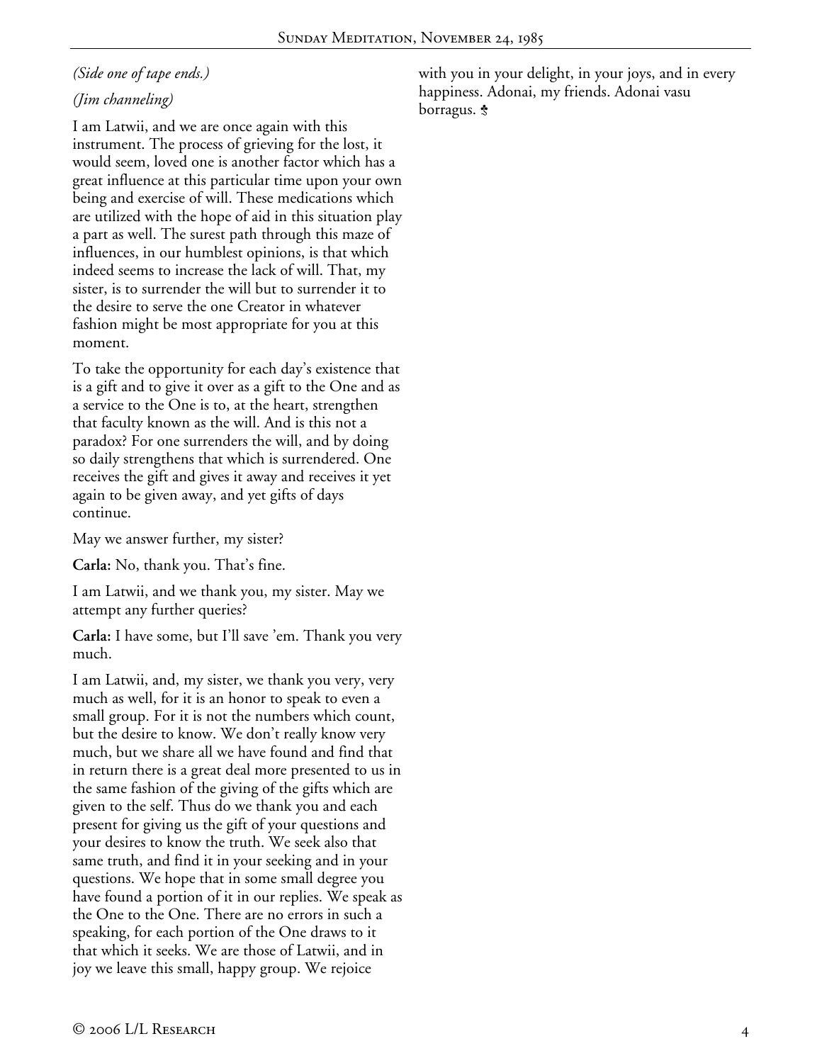*(Side one of tape ends.)*

*(Jim channeling)*

I am Latwii, and we are once again with this instrument. The process of grieving for the lost, it would seem, loved one is another factor which has a great influence at this particular time upon your own being and exercise of will. These medications which are utilized with the hope of aid in this situation play a part as well. The surest path through this maze of influences, in our humblest opinions, is that which indeed seems to increase the lack of will. That, my sister, is to surrender the will but to surrender it to the desire to serve the one Creator in whatever fashion might be most appropriate for you at this moment.

To take the opportunity for each day's existence that is a gift and to give it over as a gift to the One and as a service to the One is to, at the heart, strengthen that faculty known as the will. And is this not a paradox? For one surrenders the will, and by doing so daily strengthens that which is surrendered. One receives the gift and gives it away and receives it yet again to be given away, and yet gifts of days continue.

May we answer further, my sister?

**Carla:** No, thank you. That's fine.

I am Latwii, and we thank you, my sister. May we attempt any further queries?

**Carla:** I have some, but I'll save 'em. Thank you very much.

I am Latwii, and, my sister, we thank you very, very much as well, for it is an honor to speak to even a small group. For it is not the numbers which count, but the desire to know. We don't really know very much, but we share all we have found and find that in return there is a great deal more presented to us in the same fashion of the giving of the gifts which are given to the self. Thus do we thank you and each present for giving us the gift of your questions and your desires to know the truth. We seek also that same truth, and find it in your seeking and in your questions. We hope that in some small degree you have found a portion of it in our replies. We speak as the One to the One. There are no errors in such a speaking, for each portion of the One draws to it that which it seeks. We are those of Latwii, and in joy we leave this small, happy group. We rejoice with you in your delight, in your joys, and in every happiness. Adonai, my friends. Adonai vasu borragus.